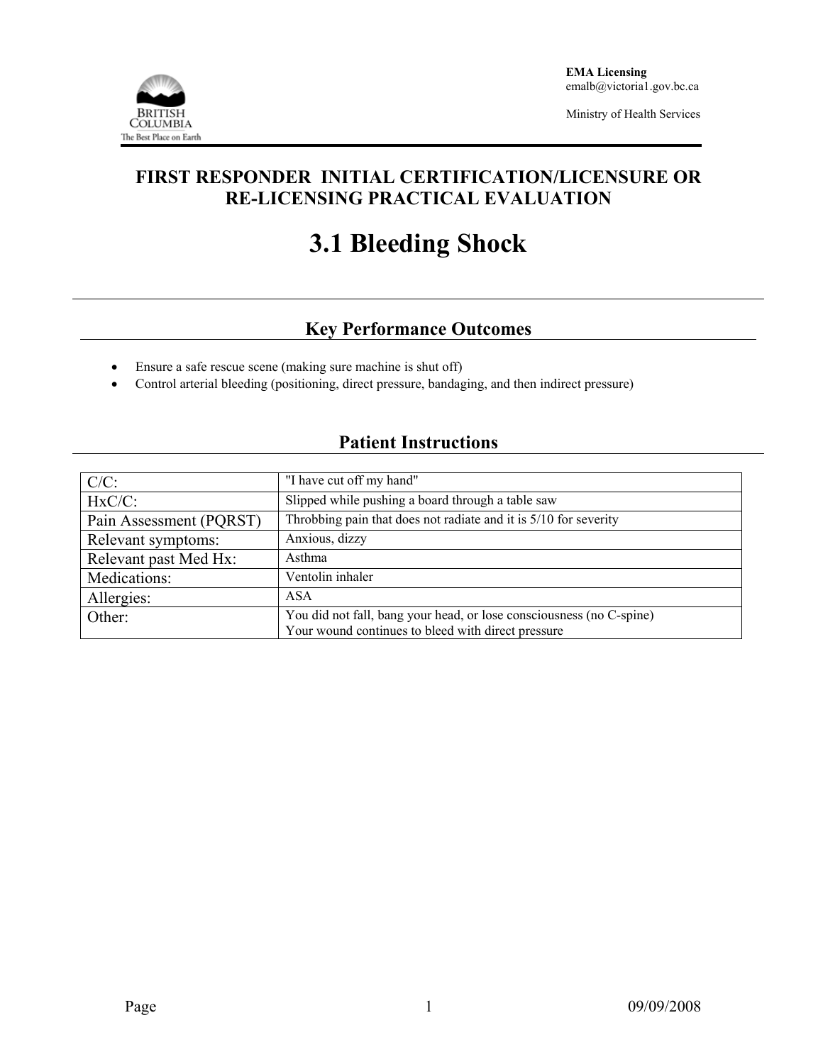**EMA Licensing**
emalb@victoria1.gov.bc.ca

Ministry of Health Services

# FIRST RESPONDER INITIAL CERTIFICATION/LICENSURE OR RE-LICENSING PRACTICAL EVALUATION

# 3.1 Bleeding Shock

## Key Performance Outcomes

- Ensure a safe rescue scene (making sure machine is shut off)
- Control arterial bleeding (positioning, direct pressure, bandaging, and then indirect pressure)

## Patient Instructions

| | |
|---|---|
| C/C: | "I have cut off my hand" |
| HxC/C: | Slipped while pushing a board through a table saw |
| Pain Assessment (PQRST) | Throbbing pain that does not radiate and it is 5/10 for severity |
| Relevant symptoms: | Anxious, dizzy |
| Relevant past Med Hx: | Asthma |
| Medications: | Ventolin inhaler |
| Allergies: | ASA |
| Other: | You did not fall, bang your head, or lose consciousness (no C-spine)<br>Your wound continues to bleed with direct pressure |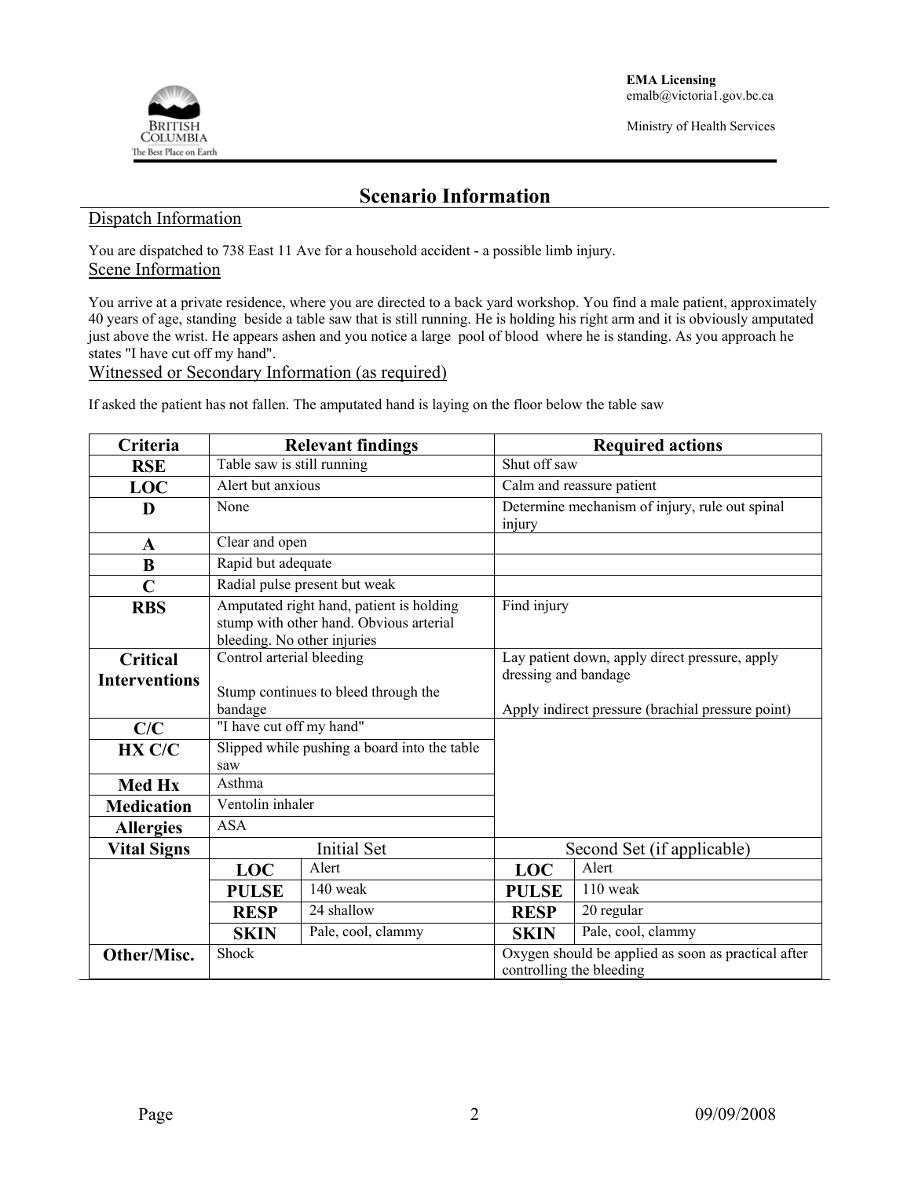EMA Licensing
emalb@victoria1.gov.bc.ca

Ministry of Health Services

## Scenario Information

### Dispatch Information

You are dispatched to 738 East 11 Ave for a household accident - a possible limb injury.

### Scene Information

You arrive at a private residence, where you are directed to a back yard workshop. You find a male patient, approximately 40 years of age, standing beside a table saw that is still running. He is holding his right arm and it is obviously amputated just above the wrist. He appears ashen and you notice a large pool of blood where he is standing. As you approach he states "I have cut off my hand".

### Witnessed or Secondary Information (as required)

If asked the patient has not fallen. The amputated hand is laying on the floor below the table saw

| Criteria | Relevant findings | | Required actions | |
|---|---|---|---|---|
| **RSE** | Table saw is still running | | Shut off saw | |
| **LOC** | Alert but anxious | | Calm and reassure patient | |
| **D** | None | | Determine mechanism of injury, rule out spinal injury | |
| **A** | Clear and open | | | |
| **B** | Rapid but adequate | | | |
| **C** | Radial pulse present but weak | | | |
| **RBS** | Amputated right hand, patient is holding stump with other hand. Obvious arterial bleeding. No other injuries | | Find injury | |
| **Critical Interventions** | Control arterial bleeding<br><br>Stump continues to bleed through the bandage | | Lay patient down, apply direct pressure, apply dressing and bandage<br><br>Apply indirect pressure (brachial pressure point) | |
| **C/C** | "I have cut off my hand" | | | |
| **HX C/C** | Slipped while pushing a board into the table saw | | | |
| **Med Hx** | Asthma | | | |
| **Medication** | Ventolin inhaler | | | |
| **Allergies** | ASA | | | |
| **Vital Signs** | Initial Set | | Second Set (if applicable) | |
| | **LOC** | Alert | **LOC** | Alert |
| | **PULSE** | 140 weak | **PULSE** | 110 weak |
| | **RESP** | 24 shallow | **RESP** | 20 regular |
| | **SKIN** | Pale, cool, clammy | **SKIN** | Pale, cool, clammy |
| **Other/Misc.** | Shock | | Oxygen should be applied as soon as practical after controlling the bleeding | |

09/09/2008